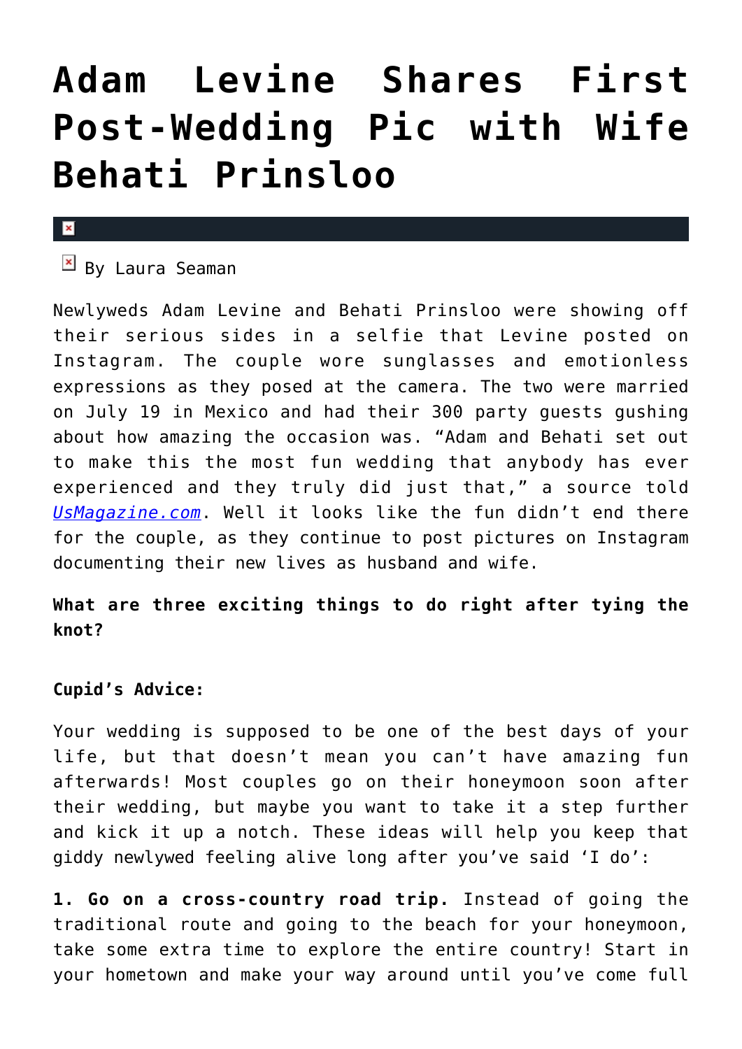# Adam Levine Shares First Post-Wedding Pic with Wife Behati Prinsloo

By Laura Seaman

Newlyweds Adam Levine and Behati Prinsloo were showing off their serious sides in a selfie that Levine posted on Instagram. The couple wore sunglasses and emotionless expressions as they posed at the camera. The two were married on July 19 in Mexico and had their 300 party guests gushing about how amazing the occasion was. "Adam and Behati set out to make this the most fun wedding that anybody has ever experienced and they truly did just that," a source told *UsMagazine.com*. Well it looks like the fun didn't end there for the couple, as they continue to post pictures on Instagram documenting their new lives as husband and wife.

**What are three exciting things to do right after tying the knot?**

**Cupid's Advice:**

Your wedding is supposed to be one of the best days of your life, but that doesn't mean you can't have amazing fun afterwards! Most couples go on their honeymoon soon after their wedding, but maybe you want to take it a step further and kick it up a notch. These ideas will help you keep that giddy newlywed feeling alive long after you've said 'I do':

**1. Go on a cross-country road trip.** Instead of going the traditional route and going to the beach for your honeymoon, take some extra time to explore the entire country! Start in your hometown and make your way around until you've come full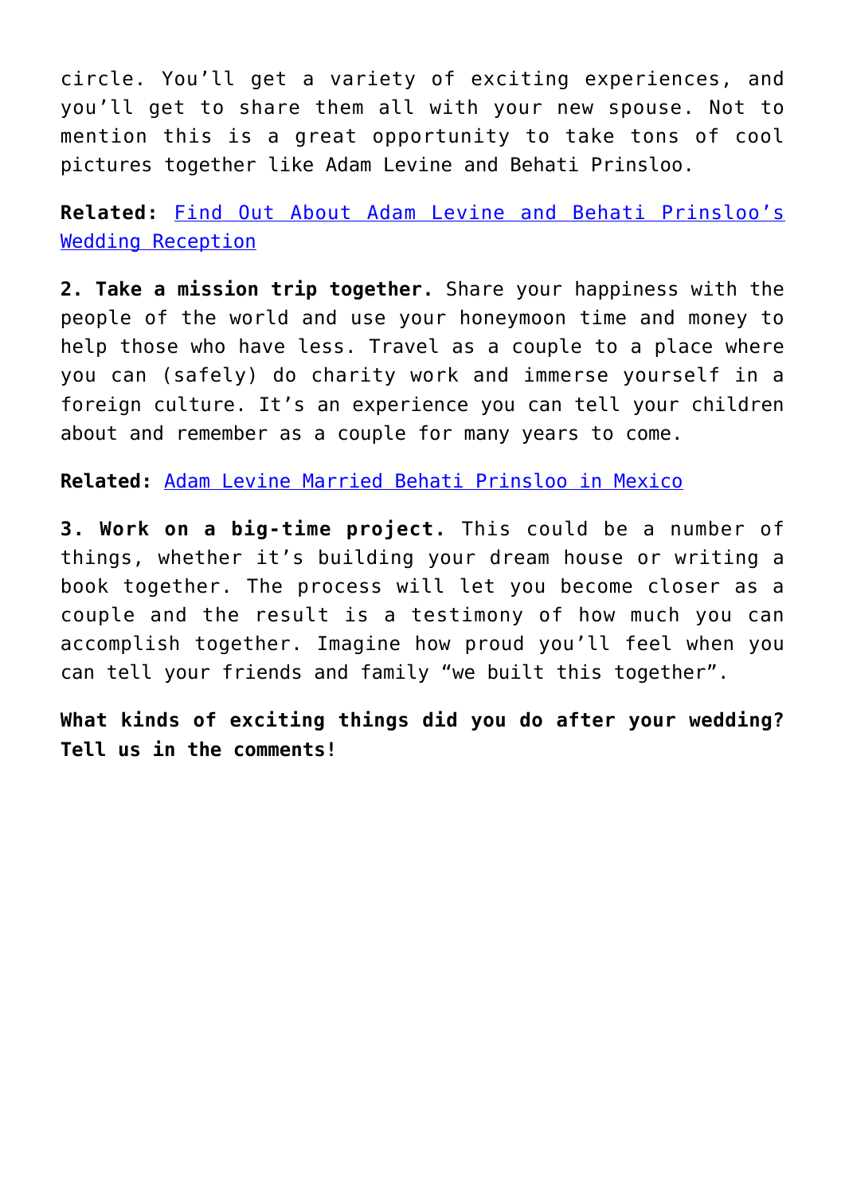circle. You'll get a variety of exciting experiences, and you'll get to share them all with your new spouse. Not to mention this is a great opportunity to take tons of cool pictures together like Adam Levine and Behati Prinsloo.

**Related:** Find Out About Adam Levine and Behati Prinsloo's Wedding Reception

**2. Take a mission trip together.** Share your happiness with the people of the world and use your honeymoon time and money to help those who have less. Travel as a couple to a place where you can (safely) do charity work and immerse yourself in a foreign culture. It's an experience you can tell your children about and remember as a couple for many years to come.

**Related:** Adam Levine Married Behati Prinsloo in Mexico

**3. Work on a big-time project.** This could be a number of things, whether it's building your dream house or writing a book together. The process will let you become closer as a couple and the result is a testimony of how much you can accomplish together. Imagine how proud you'll feel when you can tell your friends and family "we built this together".

**What kinds of exciting things did you do after your wedding? Tell us in the comments!**